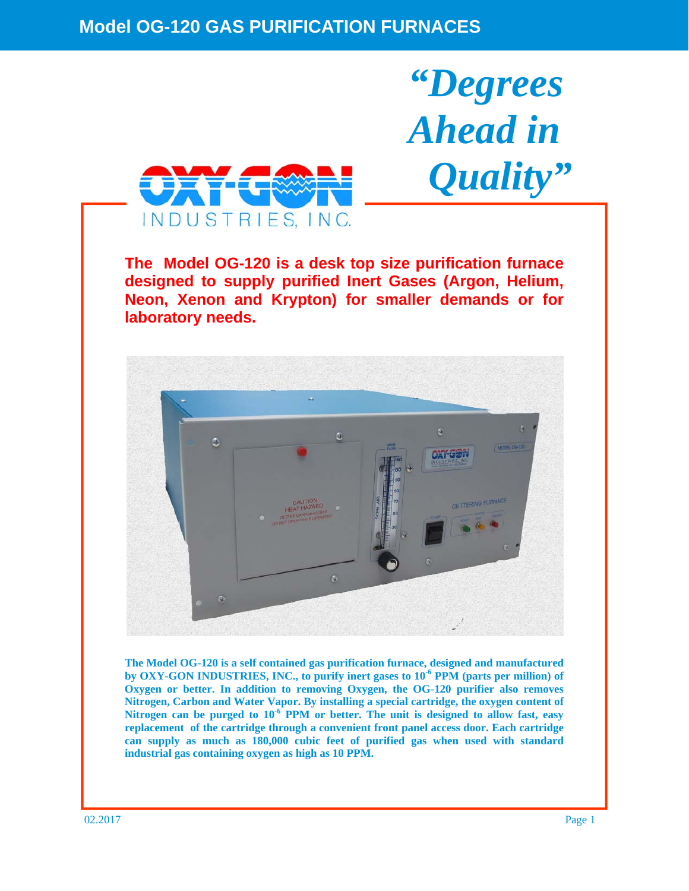# Model OG-120 GAS PURIFICATION FURNACES

*"Degrees Ahead in Quality"*

OXY-GON INDUSTRIES, INC.

**The Model OG-120 is a desk top size purification furnace designed to supply purified Inert Gases (Argon, Helium, Neon, Xenon and Krypton) for smaller demands or for laboratory needs.**

**The Model OG-120 is a self contained gas purification furnace, designed and manufactured by OXY-GON INDUSTRIES, INC., to purify inert gases to $10^{-6}$ PPM (parts per million) of Oxygen or better. In addition to removing Oxygen, the OG-120 purifier also removes Nitrogen, Carbon and Water Vapor. By installing a special cartridge, the oxygen content of Nitrogen can be purged to $10^{-6}$ PPM or better. The unit is designed to allow fast, easy replacement of the cartridge through a convenient front panel access door. Each cartridge can supply as much as 180,000 cubic feet of purified gas when used with standard industrial gas containing oxygen as high as 10 PPM.**

02.2017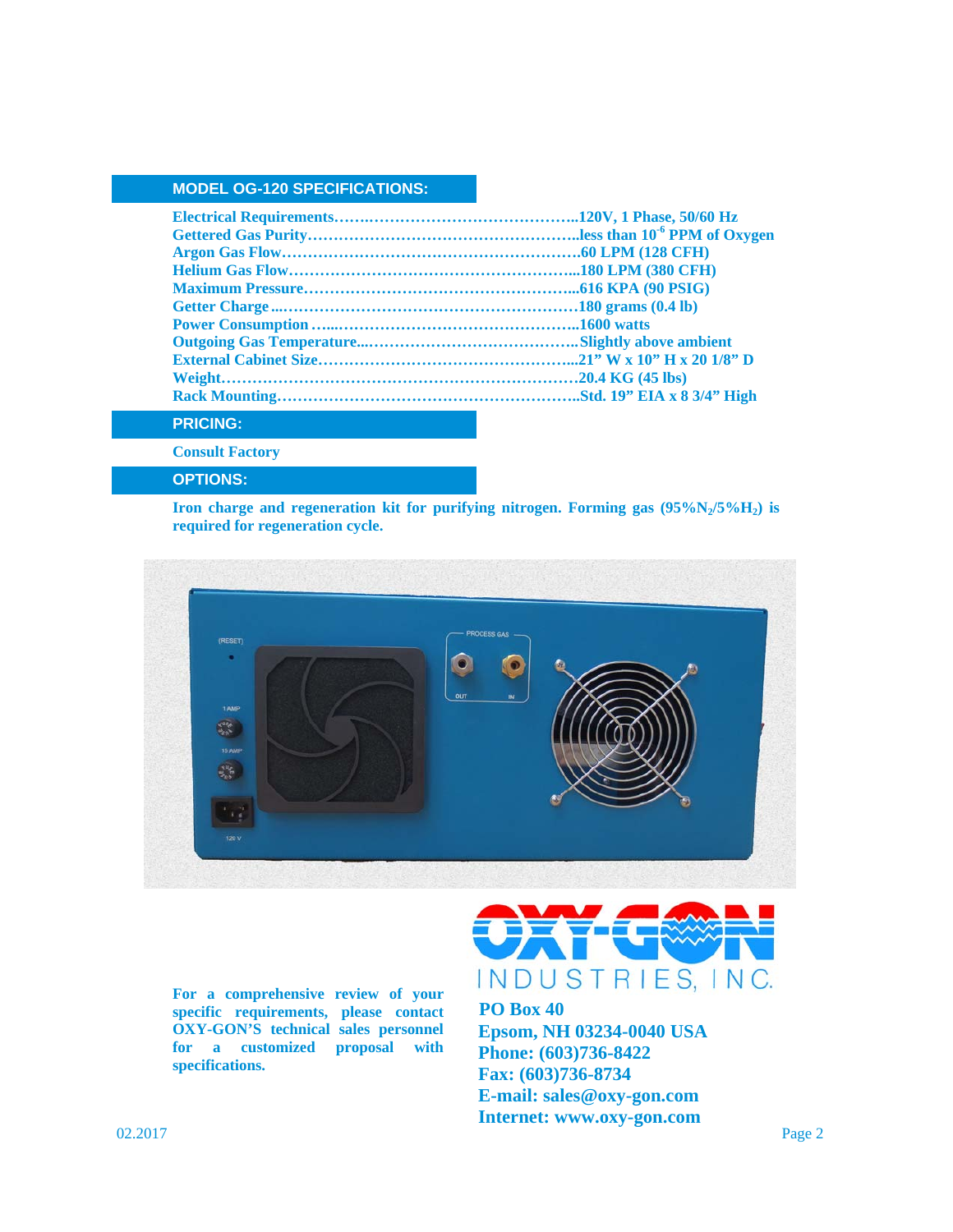## MODEL OG-120 SPECIFICATIONS:

**Electrical Requirements……..……………………………………..120V, 1 Phase, 50/60 Hz**
**Gettered Gas Purity……………………………………………..less than $10^{-6}$ PPM of Oxygen**
**Argon Gas Flow…………………………………………………60 LPM (128 CFH)**
**Helium Gas Flow………………………………………………...180 LPM (380 CFH)**
**Maximum Pressure……………………………………………...616 KPA (90 PSIG)**
**Getter Charge ...…………………………………………………180 grams (0.4 lb)**
**Power Consumption …...……………………………………..1600 watts**
**Outgoing Gas Temperature...…………………………………..Slightly above ambient**
**External Cabinet Size…………………………………………...21" W x 10" H x 20 1/8" D**
**Weight……………………………………………………………20.4 KG (45 lbs)**
**Rack Mounting…………………………………………………..Std. 19" EIA x 8 3/4" High**

## PRICING:

**Consult Factory**

## OPTIONS:

**Iron charge and regeneration kit for purifying nitrogen. Forming gas (95%$N_2$/5%$H_2$) is required for regeneration cycle.**

**For a comprehensive review of your specific requirements, please contact OXY-GON'S technical sales personnel for a customized proposal with specifications.**

OXY-GON INDUSTRIES, INC.

**PO Box 40**
**Epsom, NH 03234-0040 USA**
**Phone: (603)736-8422**
**Fax: (603)736-8734**
**E-mail: sales@oxy-gon.com**
**Internet: www.oxy-gon.com**

02.2017